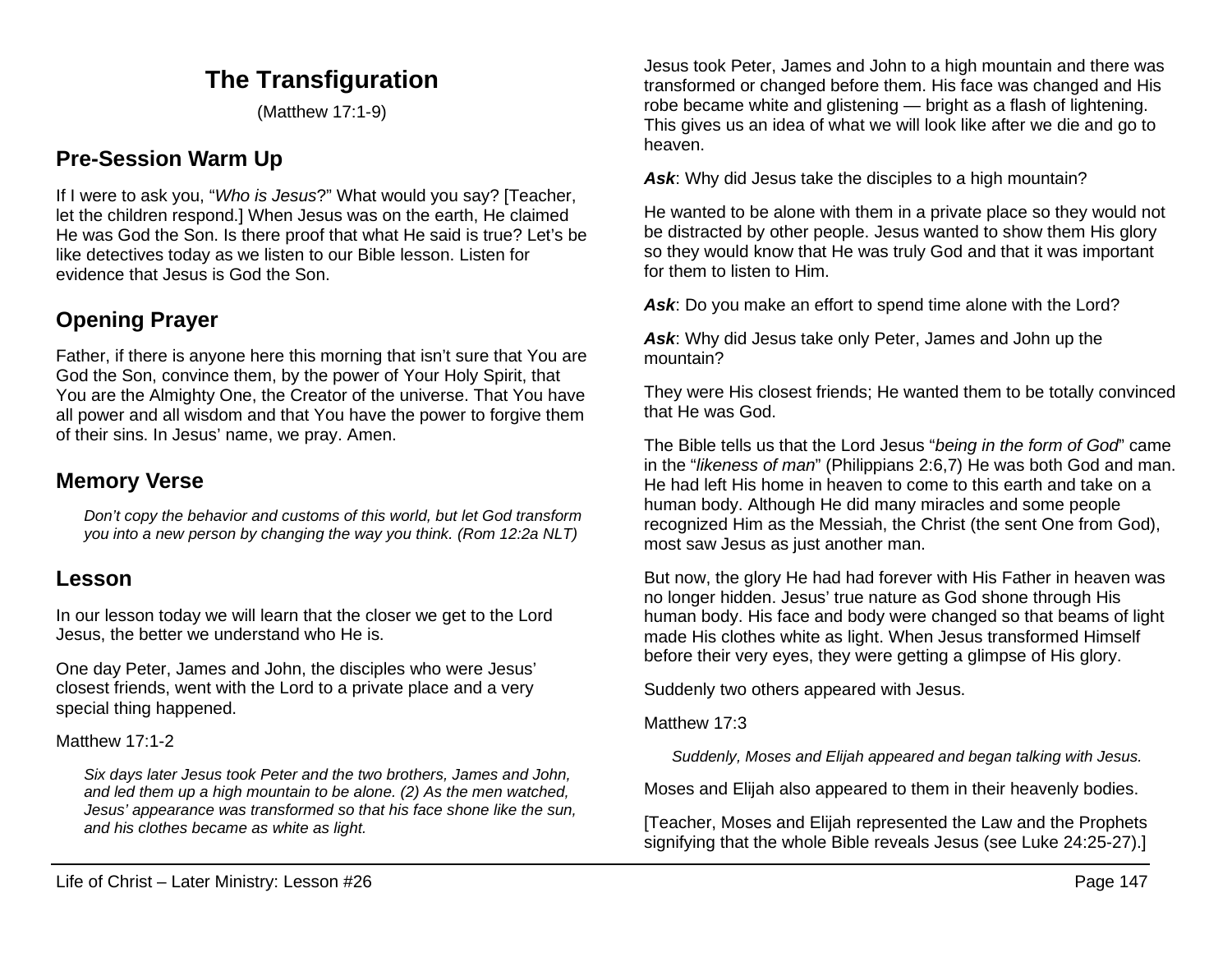# The Transfiguration

(Matthew 17:1-9)

## Pre-Session Warm Up

If I were to ask you, "*Who is Jesus*?" What would you say? [Teacher, let the children respond.] When Jesus was on the earth, He claimed He was God the Son. Is there proof that what He said is true? Let's be like detectives today as we listen to our Bible lesson. Listen for evidence that Jesus is God the Son.

## Opening Prayer

Father, if there is anyone here this morning that isn't sure that You are God the Son, convince them, by the power of Your Holy Spirit, that You are the Almighty One, the Creator of the universe. That You have all power and all wisdom and that You have the power to forgive them of their sins. In Jesus' name, we pray. Amen.

## Memory Verse

> *Don't copy the behavior and customs of this world, but let God transform you into a new person by changing the way you think. (Rom 12:2a NLT)*

## Lesson

In our lesson today we will learn that the closer we get to the Lord Jesus, the better we understand who He is.

One day Peter, James and John, the disciples who were Jesus' closest friends, went with the Lord to a private place and a very special thing happened.

Matthew 17:1-2

> *Six days later Jesus took Peter and the two brothers, James and John, and led them up a high mountain to be alone. (2) As the men watched, Jesus' appearance was transformed so that his face shone like the sun, and his clothes became as white as light.*

Jesus took Peter, James and John to a high mountain and there was transformed or changed before them. His face was changed and His robe became white and glistening — bright as a flash of lightening. This gives us an idea of what we will look like after we die and go to heaven.

***Ask***: Why did Jesus take the disciples to a high mountain?

He wanted to be alone with them in a private place so they would not be distracted by other people. Jesus wanted to show them His glory so they would know that He was truly God and that it was important for them to listen to Him.

***Ask***: Do you make an effort to spend time alone with the Lord?

***Ask***: Why did Jesus take only Peter, James and John up the mountain?

They were His closest friends; He wanted them to be totally convinced that He was God.

The Bible tells us that the Lord Jesus "*being in the form of God*" came in the "*likeness of man*" (Philippians 2:6,7) He was both God and man. He had left His home in heaven to come to this earth and take on a human body. Although He did many miracles and some people recognized Him as the Messiah, the Christ (the sent One from God), most saw Jesus as just another man.

But now, the glory He had had forever with His Father in heaven was no longer hidden. Jesus' true nature as God shone through His human body. His face and body were changed so that beams of light made His clothes white as light. When Jesus transformed Himself before their very eyes, they were getting a glimpse of His glory.

Suddenly two others appeared with Jesus.

Matthew 17:3

> *Suddenly, Moses and Elijah appeared and began talking with Jesus.*

Moses and Elijah also appeared to them in their heavenly bodies.

[Teacher, Moses and Elijah represented the Law and the Prophets signifying that the whole Bible reveals Jesus (see Luke 24:25-27).]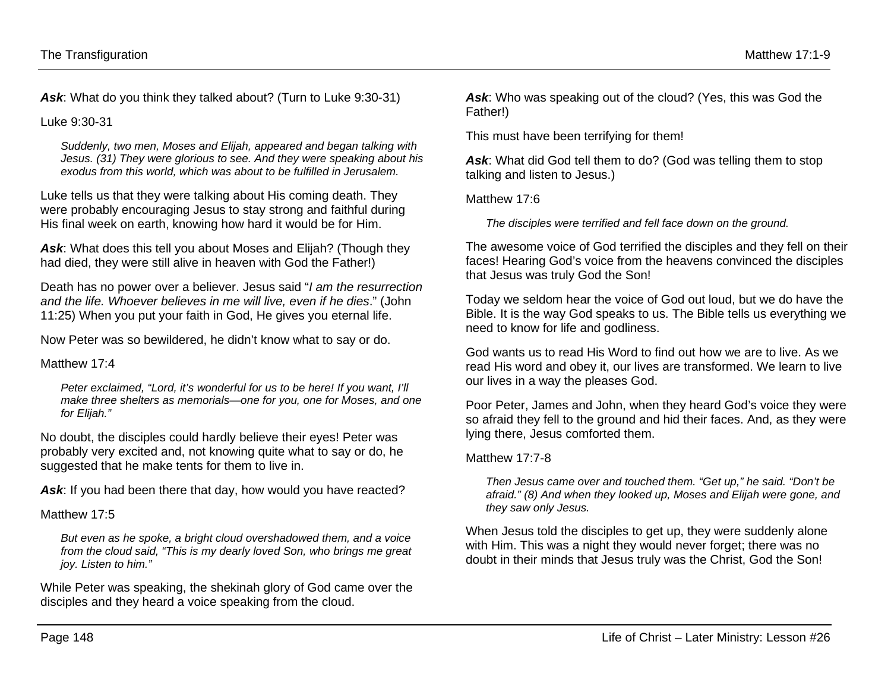***Ask***: What do you think they talked about? (Turn to Luke 9:30-31)

Luke 9:30-31

> *Suddenly, two men, Moses and Elijah, appeared and began talking with Jesus. (31) They were glorious to see. And they were speaking about his exodus from this world, which was about to be fulfilled in Jerusalem.*

Luke tells us that they were talking about His coming death. They were probably encouraging Jesus to stay strong and faithful during His final week on earth, knowing how hard it would be for Him.

***Ask***: What does this tell you about Moses and Elijah? (Though they had died, they were still alive in heaven with God the Father!)

Death has no power over a believer. Jesus said "*I am the resurrection and the life. Whoever believes in me will live, even if he dies*." (John 11:25) When you put your faith in God, He gives you eternal life.

Now Peter was so bewildered, he didn't know what to say or do.

Matthew 17:4

> *Peter exclaimed, "Lord, it's wonderful for us to be here! If you want, I'll make three shelters as memorials—one for you, one for Moses, and one for Elijah."*

No doubt, the disciples could hardly believe their eyes! Peter was probably very excited and, not knowing quite what to say or do, he suggested that he make tents for them to live in.

***Ask***: If you had been there that day, how would you have reacted?

Matthew 17:5

> *But even as he spoke, a bright cloud overshadowed them, and a voice from the cloud said, "This is my dearly loved Son, who brings me great joy. Listen to him."*

While Peter was speaking, the shekinah glory of God came over the disciples and they heard a voice speaking from the cloud.

***Ask***: Who was speaking out of the cloud? (Yes, this was God the Father!)

This must have been terrifying for them!

***Ask***: What did God tell them to do? (God was telling them to stop talking and listen to Jesus.)

Matthew 17:6

> *The disciples were terrified and fell face down on the ground.*

The awesome voice of God terrified the disciples and they fell on their faces! Hearing God's voice from the heavens convinced the disciples that Jesus was truly God the Son!

Today we seldom hear the voice of God out loud, but we do have the Bible. It is the way God speaks to us. The Bible tells us everything we need to know for life and godliness.

God wants us to read His Word to find out how we are to live. As we read His word and obey it, our lives are transformed. We learn to live our lives in a way the pleases God.

Poor Peter, James and John, when they heard God's voice they were so afraid they fell to the ground and hid their faces. And, as they were lying there, Jesus comforted them.

Matthew 17:7-8

> *Then Jesus came over and touched them. "Get up," he said. "Don't be afraid." (8) And when they looked up, Moses and Elijah were gone, and they saw only Jesus.*

When Jesus told the disciples to get up, they were suddenly alone with Him. This was a night they would never forget; there was no doubt in their minds that Jesus truly was the Christ, God the Son!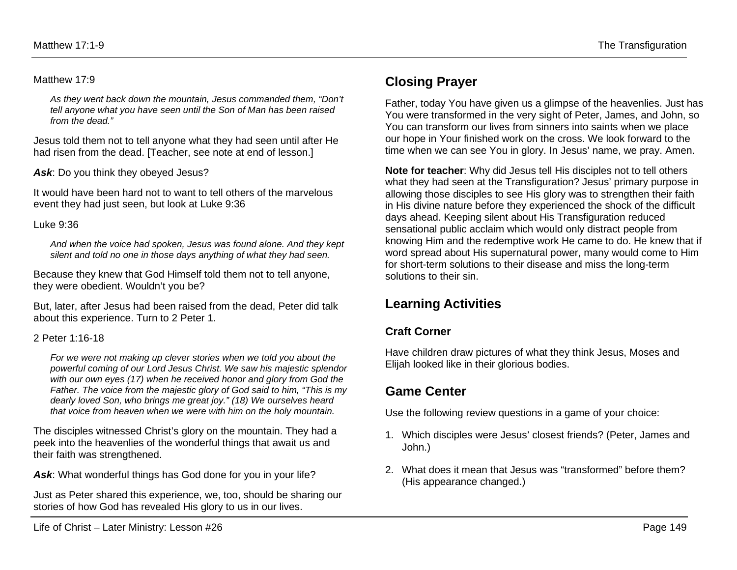Matthew 17:9

> *As they went back down the mountain, Jesus commanded them, "Don't tell anyone what you have seen until the Son of Man has been raised from the dead."*

Jesus told them not to tell anyone what they had seen until after He had risen from the dead. [Teacher, see note at end of lesson.]

***Ask***: Do you think they obeyed Jesus?

It would have been hard not to want to tell others of the marvelous event they had just seen, but look at Luke 9:36

Luke 9:36

> *And when the voice had spoken, Jesus was found alone. And they kept silent and told no one in those days anything of what they had seen.*

Because they knew that God Himself told them not to tell anyone, they were obedient. Wouldn't you be?

But, later, after Jesus had been raised from the dead, Peter did talk about this experience. Turn to 2 Peter 1.

2 Peter 1:16-18

> *For we were not making up clever stories when we told you about the powerful coming of our Lord Jesus Christ. We saw his majestic splendor with our own eyes (17) when he received honor and glory from God the Father. The voice from the majestic glory of God said to him, "This is my dearly loved Son, who brings me great joy." (18) We ourselves heard that voice from heaven when we were with him on the holy mountain.*

The disciples witnessed Christ's glory on the mountain. They had a peek into the heavenlies of the wonderful things that await us and their faith was strengthened.

***Ask***: What wonderful things has God done for you in your life?

Just as Peter shared this experience, we, too, should be sharing our stories of how God has revealed His glory to us in our lives.

## Closing Prayer

Father, today You have given us a glimpse of the heavenlies. Just has You were transformed in the very sight of Peter, James, and John, so You can transform our lives from sinners into saints when we place our hope in Your finished work on the cross. We look forward to the time when we can see You in glory. In Jesus' name, we pray. Amen.

**Note for teacher**: Why did Jesus tell His disciples not to tell others what they had seen at the Transfiguration? Jesus' primary purpose in allowing those disciples to see His glory was to strengthen their faith in His divine nature before they experienced the shock of the difficult days ahead. Keeping silent about His Transfiguration reduced sensational public acclaim which would only distract people from knowing Him and the redemptive work He came to do. He knew that if word spread about His supernatural power, many would come to Him for short-term solutions to their disease and miss the long-term solutions to their sin.

## Learning Activities

### Craft Corner

Have children draw pictures of what they think Jesus, Moses and Elijah looked like in their glorious bodies.

## Game Center

Use the following review questions in a game of your choice:

1. Which disciples were Jesus' closest friends? (Peter, James and John.)
2. What does it mean that Jesus was "transformed" before them? (His appearance changed.)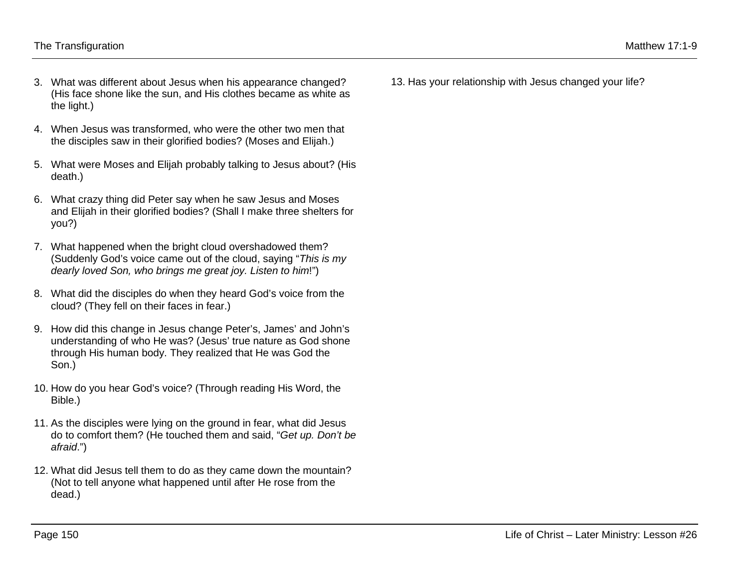3. What was different about Jesus when his appearance changed? (His face shone like the sun, and His clothes became as white as the light.)

4. When Jesus was transformed, who were the other two men that the disciples saw in their glorified bodies? (Moses and Elijah.)

5. What were Moses and Elijah probably talking to Jesus about? (His death.)

6. What crazy thing did Peter say when he saw Jesus and Moses and Elijah in their glorified bodies? (Shall I make three shelters for you?)

7. What happened when the bright cloud overshadowed them? (Suddenly God's voice came out of the cloud, saying "*This is my dearly loved Son, who brings me great joy. Listen to him*!")

8. What did the disciples do when they heard God's voice from the cloud? (They fell on their faces in fear.)

9. How did this change in Jesus change Peter's, James' and John's understanding of who He was? (Jesus' true nature as God shone through His human body. They realized that He was God the Son.)

10. How do you hear God's voice? (Through reading His Word, the Bible.)

11. As the disciples were lying on the ground in fear, what did Jesus do to comfort them? (He touched them and said, "*Get up. Don't be afraid*.")

12. What did Jesus tell them to do as they came down the mountain? (Not to tell anyone what happened until after He rose from the dead.)

13. Has your relationship with Jesus changed your life?